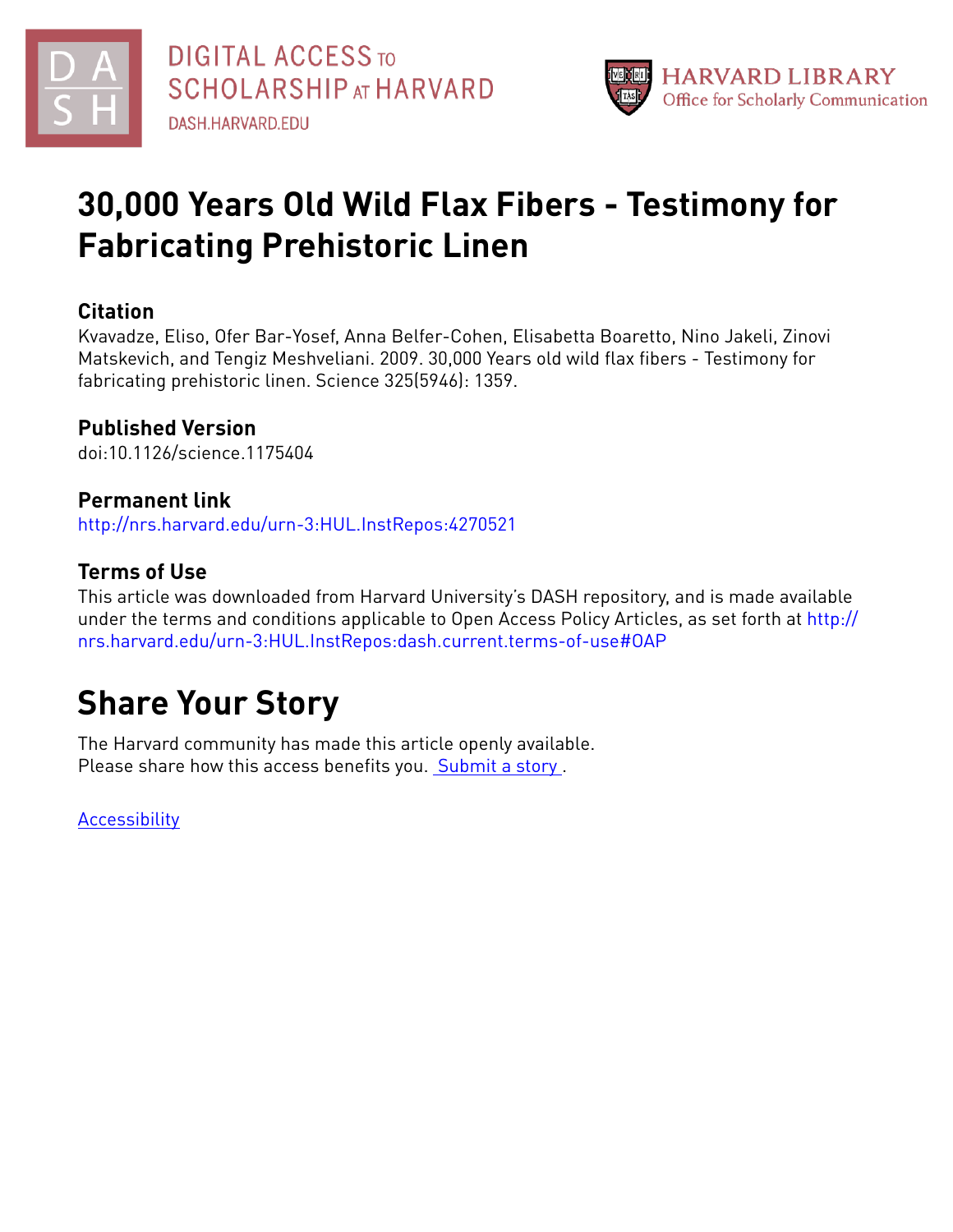# 30,000 Years Old Wild Flax Fibers - Testimony for Fabricating Prehistoric Linen

## Citation

Kvavadze, Eliso, Ofer Bar-Yosef, Anna Belfer-Cohen, Elisabetta Boaretto, Nino Jakeli, Zinovi Matskevich, and Tengiz Meshveliani. 2009. 30,000 Years old wild flax fibers - Testimony for fabricating prehistoric linen. Science 325(5946): 1359.

## Published Version

doi:10.1126/science.1175404

## Permanent link

http://nrs.harvard.edu/urn-3:HUL.InstRepos:4270521

## Terms of Use

This article was downloaded from Harvard University's DASH repository, and is made available under the terms and conditions applicable to Open Access Policy Articles, as set forth at http://nrs.harvard.edu/urn-3:HUL.InstRepos:dash.current.terms-of-use#OAP

# Share Your Story

The Harvard community has made this article openly available.
Please share how this access benefits you. Submit a story .

Accessibility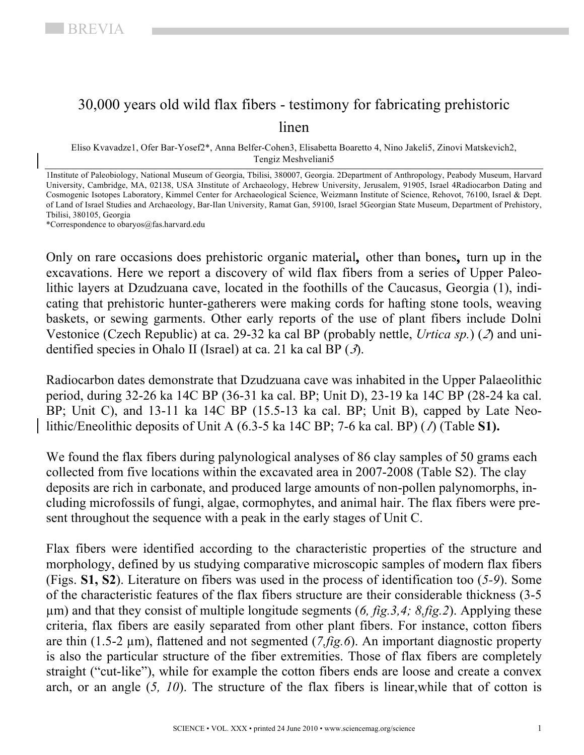BREVIA

# 30,000 years old wild flax fibers - testimony for fabricating prehistoric linen

Eliso Kvavadze1, Ofer Bar-Yosef2*, Anna Belfer-Cohen3, Elisabetta Boaretto 4, Nino Jakeli5, Zinovi Matskevich2, Tengiz Meshveliani5

1Institute of Paleobiology, National Museum of Georgia, Tbilisi, 380007, Georgia. 2Department of Anthropology, Peabody Museum, Harvard University, Cambridge, MA, 02138, USA 3Institute of Archaeology, Hebrew University, Jerusalem, 91905, Israel 4Radiocarbon Dating and Cosmogenic Isotopes Laboratory, Kimmel Center for Archaeological Science, Weizmann Institute of Science, Rehovot, 76100, Israel & Dept. of Land of Israel Studies and Archaeology, Bar-Ilan University, Ramat Gan, 59100, Israel 5Georgian State Museum, Department of Prehistory, Tbilisi, 380105, Georgia

*Correspondence to obaryos@fas.harvard.edu

Only on rare occasions does prehistoric organic material**,** other than bones**,** turn up in the excavations. Here we report a discovery of wild flax fibers from a series of Upper Paleolithic layers at Dzudzuana cave, located in the foothills of the Caucasus, Georgia (1), indicating that prehistoric hunter-gatherers were making cords for hafting stone tools, weaving baskets, or sewing garments. Other early reports of the use of plant fibers include Dolni Vestonice (Czech Republic) at ca. 29-32 ka cal BP (probably nettle, *Urtica sp.*) (*2*) and unidentified species in Ohalo II (Israel) at ca. 21 ka cal BP (*3*).

Radiocarbon dates demonstrate that Dzudzuana cave was inhabited in the Upper Palaeolithic period, during 32-26 ka 14C BP (36-31 ka cal. BP; Unit D), 23-19 ka 14C BP (28-24 ka cal. BP; Unit C), and 13-11 ka 14C BP (15.5-13 ka cal. BP; Unit B), capped by Late Neolithic/Eneolithic deposits of Unit A (6.3-5 ka 14C BP; 7-6 ka cal. BP) (*1*) (Table **S1).**

We found the flax fibers during palynological analyses of 86 clay samples of 50 grams each collected from five locations within the excavated area in 2007-2008 (Table S2). The clay deposits are rich in carbonate, and produced large amounts of non-pollen palynomorphs, including microfossils of fungi, algae, cormophytes, and animal hair. The flax fibers were present throughout the sequence with a peak in the early stages of Unit C.

Flax fibers were identified according to the characteristic properties of the structure and morphology, defined by us studying comparative microscopic samples of modern flax fibers (Figs. **S1, S2**). Literature on fibers was used in the process of identification too (*5-9*). Some of the characteristic features of the flax fibers structure are their considerable thickness (3-5 μm) and that they consist of multiple longitude segments (*6, fig.3,4; 8,fig.2*). Applying these criteria, flax fibers are easily separated from other plant fibers. For instance, cotton fibers are thin (1.5-2 μm), flattened and not segmented (*7,fig.6*). An important diagnostic property is also the particular structure of the fiber extremities. Those of flax fibers are completely straight ("cut-like"), while for example the cotton fibers ends are loose and create a convex arch, or an angle (*5, 10*). The structure of the flax fibers is linear,while that of cotton is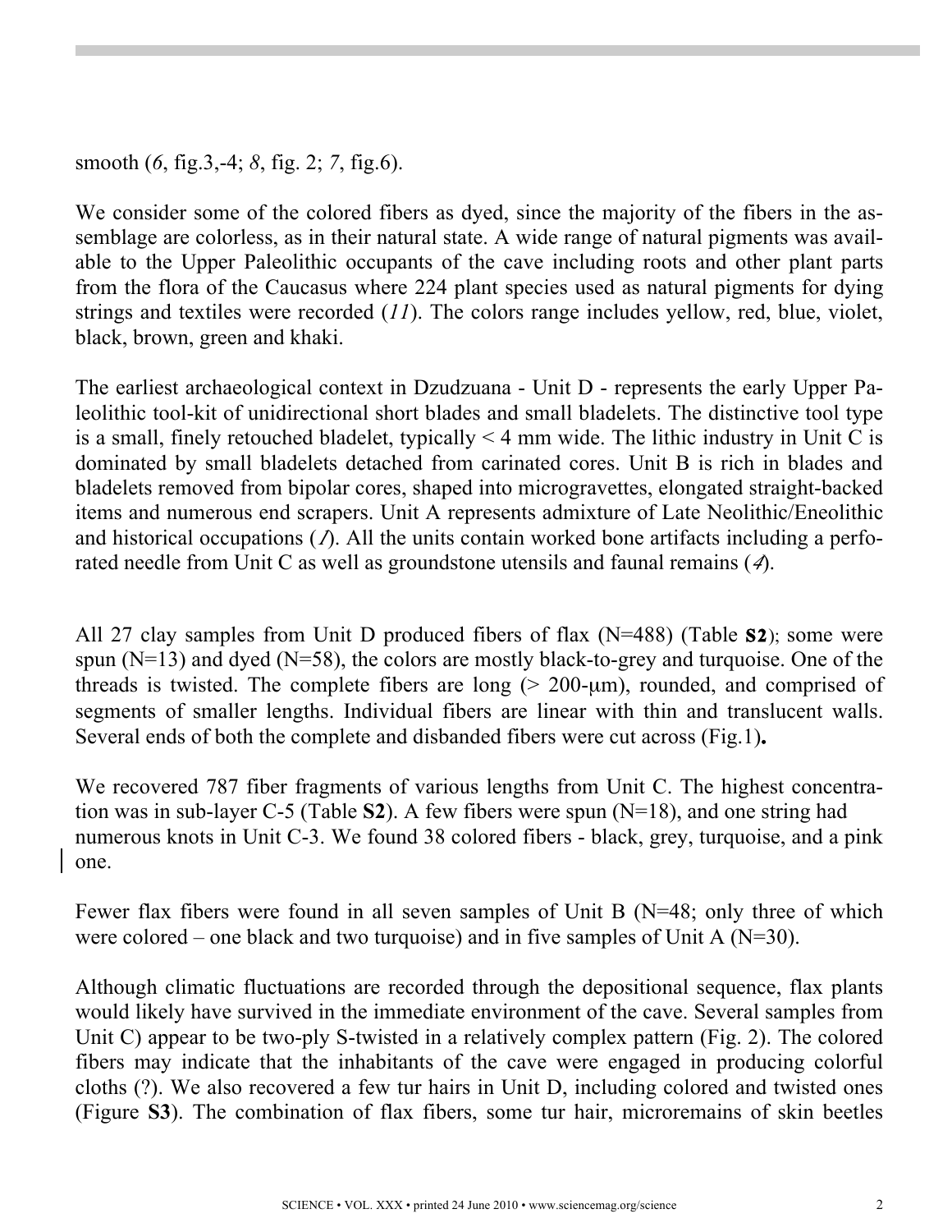smooth (*6*, fig.3,-4; *8*, fig. 2; *7*, fig.6).

We consider some of the colored fibers as dyed, since the majority of the fibers in the assemblage are colorless, as in their natural state. A wide range of natural pigments was available to the Upper Paleolithic occupants of the cave including roots and other plant parts from the flora of the Caucasus where 224 plant species used as natural pigments for dying strings and textiles were recorded (*11*). The colors range includes yellow, red, blue, violet, black, brown, green and khaki.

The earliest archaeological context in Dzudzuana - Unit D - represents the early Upper Paleolithic tool-kit of unidirectional short blades and small bladelets. The distinctive tool type is a small, finely retouched bladelet, typically < 4 mm wide. The lithic industry in Unit C is dominated by small bladelets detached from carinated cores. Unit B is rich in blades and bladelets removed from bipolar cores, shaped into microgravettes, elongated straight-backed items and numerous end scrapers. Unit A represents admixture of Late Neolithic/Eneolithic and historical occupations (*1*). All the units contain worked bone artifacts including a perforated needle from Unit C as well as groundstone utensils and faunal remains (*4*).

All 27 clay samples from Unit D produced fibers of flax (N=488) (Table **S2**); some were spun (N=13) and dyed (N=58), the colors are mostly black-to-grey and turquoise. One of the threads is twisted. The complete fibers are long (> 200-μm), rounded, and comprised of segments of smaller lengths. Individual fibers are linear with thin and translucent walls. Several ends of both the complete and disbanded fibers were cut across (Fig.1)**.**

We recovered 787 fiber fragments of various lengths from Unit C. The highest concentration was in sub-layer C-5 (Table **S2**). A few fibers were spun (N=18), and one string had numerous knots in Unit C-3. We found 38 colored fibers - black, grey, turquoise, and a pink one.

Fewer flax fibers were found in all seven samples of Unit B (N=48; only three of which were colored – one black and two turquoise) and in five samples of Unit A (N=30).

Although climatic fluctuations are recorded through the depositional sequence, flax plants would likely have survived in the immediate environment of the cave. Several samples from Unit C) appear to be two-ply S-twisted in a relatively complex pattern (Fig. 2). The colored fibers may indicate that the inhabitants of the cave were engaged in producing colorful cloths (?). We also recovered a few tur hairs in Unit D, including colored and twisted ones (Figure **S3**). The combination of flax fibers, some tur hair, microremains of skin beetles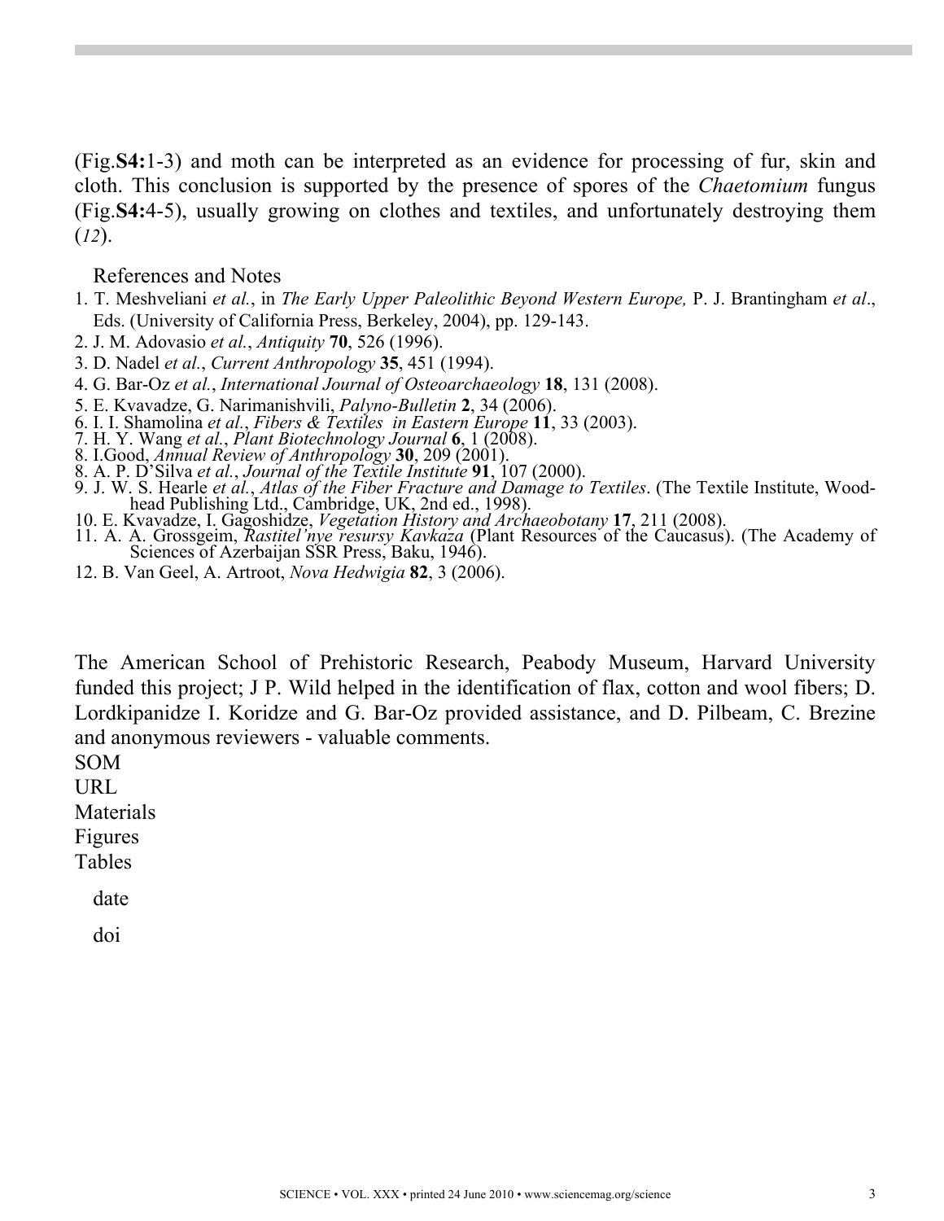(Fig.**S4:**1-3) and moth can be interpreted as an evidence for processing of fur, skin and cloth. This conclusion is supported by the presence of spores of the *Chaetomium* fungus (Fig.**S4:**4-5), usually growing on clothes and textiles, and unfortunately destroying them (*12*).

References and Notes

1. T. Meshveliani *et al.*, in *The Early Upper Paleolithic Beyond Western Europe,* P. J. Brantingham *et al*., Eds. (University of California Press, Berkeley, 2004), pp. 129-143.
2. J. M. Adovasio *et al.*, *Antiquity* **70**, 526 (1996).
3. D. Nadel *et al.*, *Current Anthropology* **35**, 451 (1994).
4. G. Bar-Oz *et al.*, *International Journal of Osteoarchaeology* **18**, 131 (2008).
5. E. Kvavadze, G. Narimanishvili, *Palyno-Bulletin* **2**, 34 (2006).
6. I. I. Shamolina *et al.*, *Fibers & Textiles in Eastern Europe* **11**, 33 (2003).
7. H. Y. Wang *et al.*, *Plant Biotechnology Journal* **6**, 1 (2008).
8. I.Good, *Annual Review of Anthropology* **30**, 209 (2001).
8. A. P. D'Silva *et al.*, *Journal of the Textile Institute* **91**, 107 (2000).
9. J. W. S. Hearle *et al.*, *Atlas of the Fiber Fracture and Damage to Textiles*. (The Textile Institute, Woodhead Publishing Ltd., Cambridge, UK, 2nd ed., 1998).
10. E. Kvavadze, I. Gagoshidze, *Vegetation History and Archaeobotany* **17**, 211 (2008).
11. A. A. Grossgeim, *Rastitel'nye resursy Kavkaza* (Plant Resources of the Caucasus). (The Academy of Sciences of Azerbaijan SSR Press, Baku, 1946).
12. B. Van Geel, A. Artroot, *Nova Hedwigia* **82**, 3 (2006).

The American School of Prehistoric Research, Peabody Museum, Harvard University funded this project; J P. Wild helped in the identification of flax, cotton and wool fibers; D. Lordkipanidze I. Koridze and G. Bar-Oz provided assistance, and D. Pilbeam, C. Brezine and anonymous reviewers - valuable comments.

SOM
URL
Materials
Figures
Tables

date

doi